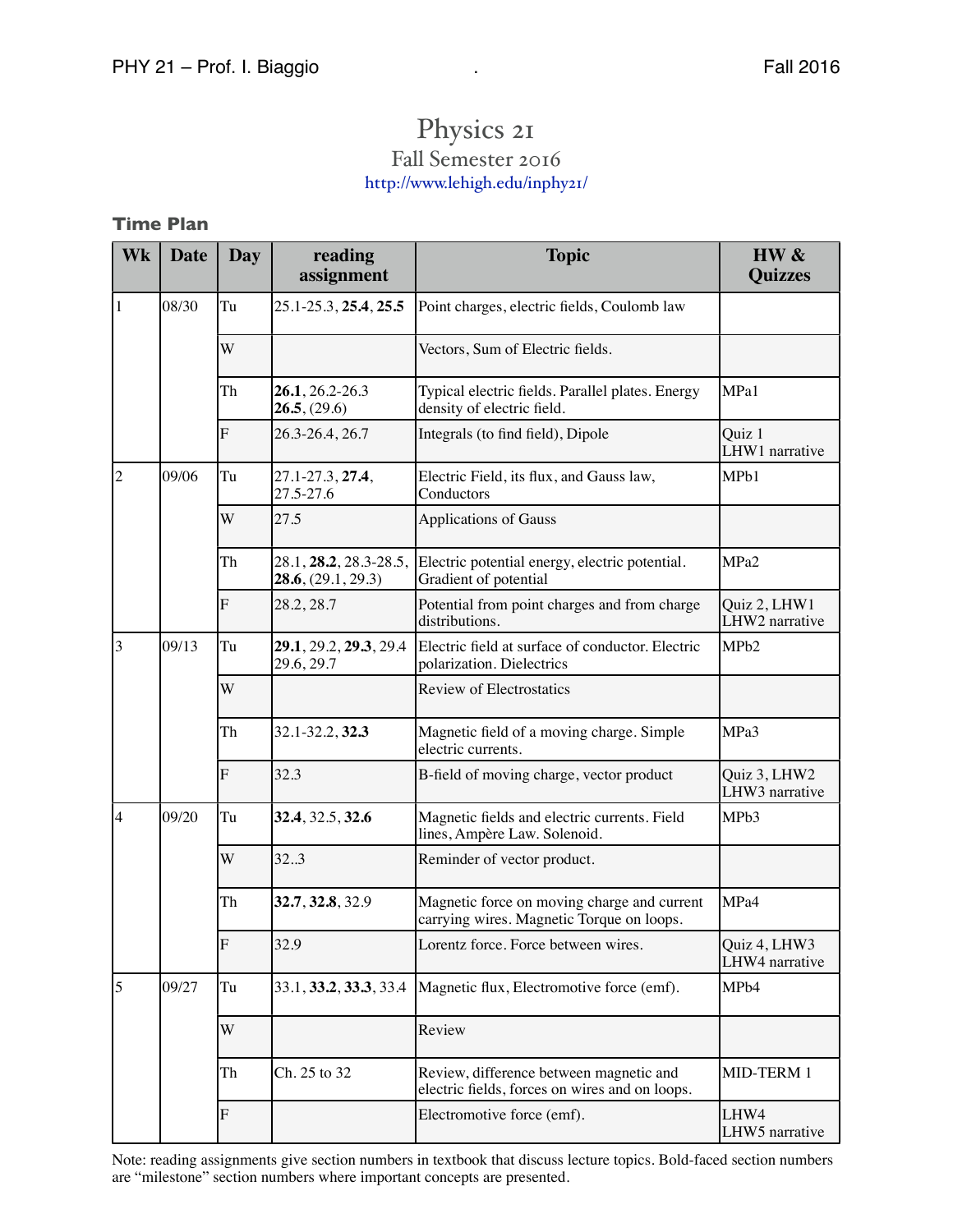# Physics 21

## Fall Semester 2016

http://www.lehigh.edu/inphy21/

### Time Plan

| Wk | Date | Day | reading assignment | Topic | HW & Quizzes |
|---|---|---|---|---|---|
| 1 | 08/30 | Tu | 25.1-25.3, **25.4**, **25.5** | Point charges, electric fields, Coulomb law | |
| | | W | | Vectors, Sum of Electric fields. | |
| | | Th | **26.1**, 26.2-26.3 **26.5**, (29.6) | Typical electric fields. Parallel plates. Energy density of electric field. | MPa1 |
| | | F | 26.3-26.4, 26.7 | Integrals (to find field), Dipole | Quiz 1 LHW1 narrative |
| 2 | 09/06 | Tu | 27.1-27.3, **27.4**, 27.5-27.6 | Electric Field, its flux, and Gauss law, Conductors | MPb1 |
| | | W | 27.5 | Applications of Gauss | |
| | | Th | 28.1, **28.2**, 28.3-28.5, **28.6**, (29.1, 29.3) | Electric potential energy, electric potential. Gradient of potential | MPa2 |
| | | F | 28.2, 28.7 | Potential from point charges and from charge distributions. | Quiz 2, LHW1 LHW2 narrative |
| 3 | 09/13 | Tu | **29.1**, 29.2, **29.3**, 29.4 29.6, 29.7 | Electric field at surface of conductor. Electric polarization. Dielectrics | MPb2 |
| | | W | | Review of Electrostatics | |
| | | Th | 32.1-32.2, **32.3** | Magnetic field of a moving charge. Simple electric currents. | MPa3 |
| | | F | 32.3 | B-field of moving charge, vector product | Quiz 3, LHW2 LHW3 narrative |
| 4 | 09/20 | Tu | **32.4**, 32.5, **32.6** | Magnetic fields and electric currents. Field lines, Ampère Law. Solenoid. | MPb3 |
| | | W | 32..3 | Reminder of vector product. | |
| | | Th | **32.7**, **32.8**, 32.9 | Magnetic force on moving charge and current carrying wires. Magnetic Torque on loops. | MPa4 |
| | | F | 32.9 | Lorentz force. Force between wires. | Quiz 4, LHW3 LHW4 narrative |
| 5 | 09/27 | Tu | 33.1, **33.2**, **33.3**, 33.4 | Magnetic flux, Electromotive force (emf). | MPb4 |
| | | W | | Review | |
| | | Th | Ch. 25 to 32 | Review, difference between magnetic and electric fields, forces on wires and on loops. | MID-TERM 1 |
| | | F | | Electromotive force (emf). | LHW4 LHW5 narrative |

Note: reading assignments give section numbers in textbook that discuss lecture topics. Bold-faced section numbers are "milestone" section numbers where important concepts are presented.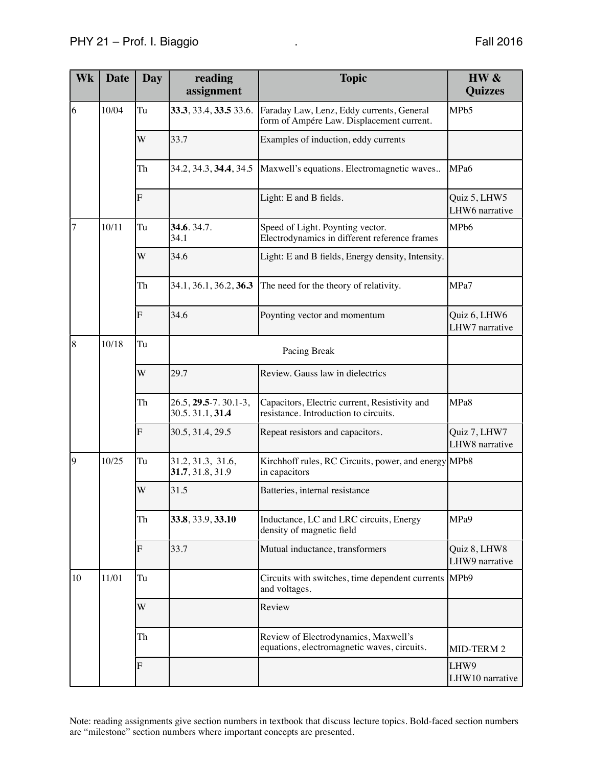| Wk | Date | Day | reading assignment | Topic | HW & Quizzes |
|---|---|---|---|---|---|
| 6 | 10/04 | Tu | **33.3**, 33.4, **33.5** 33.6. | Faraday Law, Lenz, Eddy currents, General form of Ampére Law. Displacement current. | MPb5 |
| | | W | 33.7 | Examples of induction, eddy currents | |
| | | Th | 34.2, 34.3, **34.4**, 34.5 | Maxwell's equations. Electromagnetic waves.. | MPa6 |
| | | F | | Light: E and B fields. | Quiz 5, LHW5 LHW6 narrative |
| 7 | 10/11 | Tu | **34.6**. 34.7. 34.1 | Speed of Light. Poynting vector. Electrodynamics in different reference frames | MPb6 |
| | | W | 34.6 | Light: E and B fields, Energy density, Intensity. | |
| | | Th | 34.1, 36.1, 36.2, **36.3** | The need for the theory of relativity. | MPa7 |
| | | F | 34.6 | Poynting vector and momentum | Quiz 6, LHW6 LHW7 narrative |
| 8 | 10/18 | Tu | Pacing Break | | |
| | | W | 29.7 | Review. Gauss law in dielectrics | |
| | | Th | 26.5, **29.5**-7. 30.1-3, 30.5. 31.1, **31.4** | Capacitors, Electric current, Resistivity and resistance. Introduction to circuits. | MPa8 |
| | | F | 30.5, 31.4, 29.5 | Repeat resistors and capacitors. | Quiz 7, LHW7 LHW8 narrative |
| 9 | 10/25 | Tu | 31.2, 31.3, 31.6, **31.7**, 31.8, 31.9 | Kirchhoff rules, RC Circuits, power, and energy in capacitors | MPb8 |
| | | W | 31.5 | Batteries, internal resistance | |
| | | Th | **33.8**, 33.9, **33.10** | Inductance, LC and LRC circuits, Energy density of magnetic field | MPa9 |
| | | F | 33.7 | Mutual inductance, transformers | Quiz 8, LHW8 LHW9 narrative |
| 10 | 11/01 | Tu | | Circuits with switches, time dependent currents and voltages. | MPb9 |
| | | W | | Review | |
| | | Th | | Review of Electrodynamics, Maxwell's equations, electromagnetic waves, circuits. | MID-TERM 2 |
| | | F | | | LHW9 LHW10 narrative |

Note: reading assignments give section numbers in textbook that discuss lecture topics. Bold-faced section numbers are "milestone" section numbers where important concepts are presented.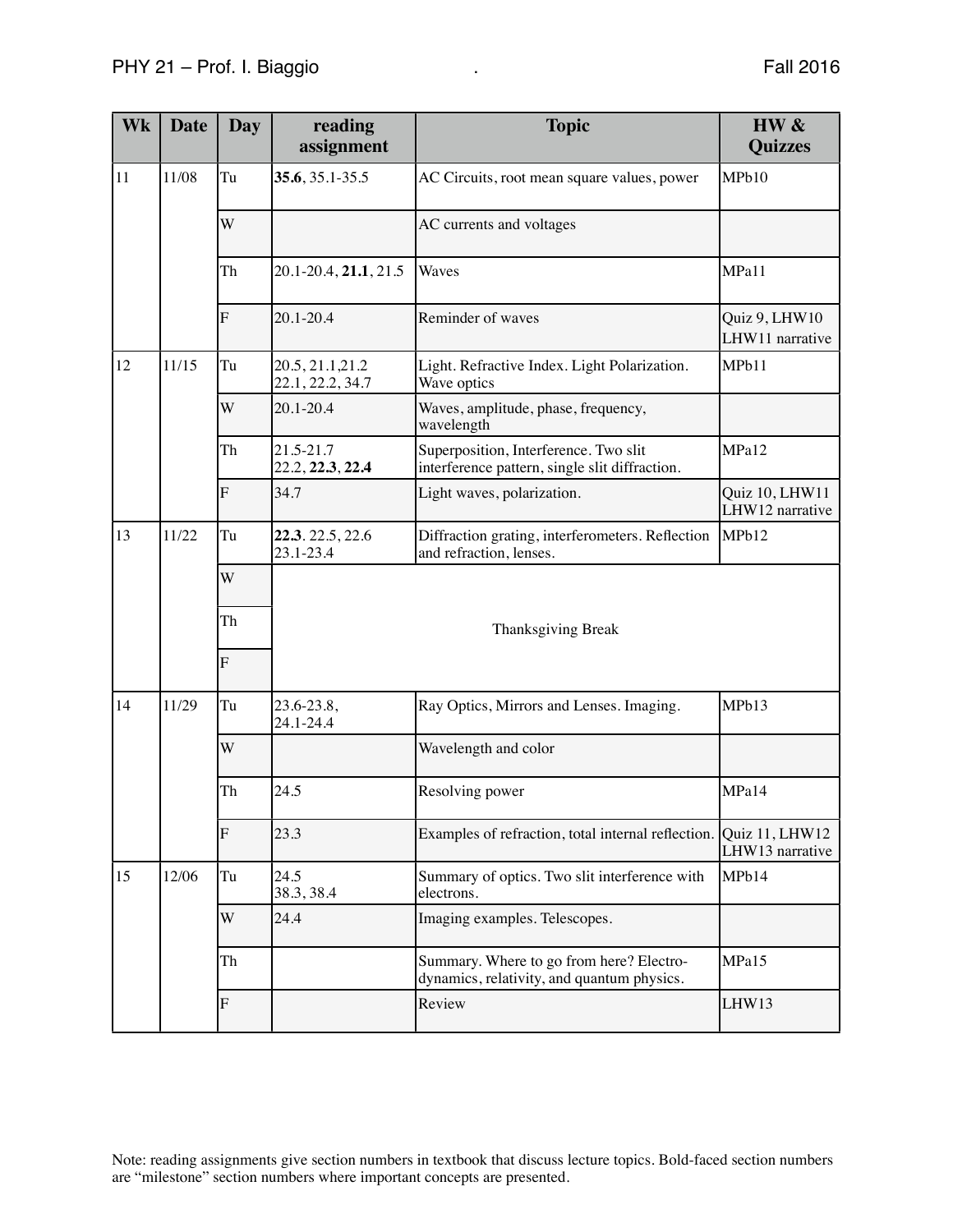| Wk | Date | Day | reading assignment | Topic | HW & Quizzes |
|---|---|---|---|---|---|
| 11 | 11/08 | Tu | **35.6**, 35.1-35.5 | AC Circuits, root mean square values, power | MPb10 |
| | | W | | AC currents and voltages | |
| | | Th | 20.1-20.4, **21.1**, 21.5 | Waves | MPa11 |
| | | F | 20.1-20.4 | Reminder of waves | Quiz 9, LHW10 LHW11 narrative |
| 12 | 11/15 | Tu | 20.5, 21.1,21.2 22.1, 22.2, 34.7 | Light. Refractive Index. Light Polarization. Wave optics | MPb11 |
| | | W | 20.1-20.4 | Waves, amplitude, phase, frequency, wavelength | |
| | | Th | 21.5-21.7 22.2, **22.3**, **22.4** | Superposition, Interference. Two slit interference pattern, single slit diffraction. | MPa12 |
| | | F | 34.7 | Light waves, polarization. | Quiz 10, LHW11 LHW12 narrative |
| 13 | 11/22 | Tu | **22.3**. 22.5, 22.6 23.1-23.4 | Diffraction grating, interferometers. Reflection and refraction, lenses. | MPb12 |
| | | W | Thanksgiving Break | | |
| | | Th | | | |
| | | F | | | |
| 14 | 11/29 | Tu | 23.6-23.8, 24.1-24.4 | Ray Optics, Mirrors and Lenses. Imaging. | MPb13 |
| | | W | | Wavelength and color | |
| | | Th | 24.5 | Resolving power | MPa14 |
| | | F | 23.3 | Examples of refraction, total internal reflection. | Quiz 11, LHW12 LHW13 narrative |
| 15 | 12/06 | Tu | 24.5 38.3, 38.4 | Summary of optics. Two slit interference with electrons. | MPb14 |
| | | W | 24.4 | Imaging examples. Telescopes. | |
| | | Th | | Summary. Where to go from here? Electro-dynamics, relativity, and quantum physics. | MPa15 |
| | | F | | Review | LHW13 |

Note: reading assignments give section numbers in textbook that discuss lecture topics. Bold-faced section numbers are "milestone" section numbers where important concepts are presented.